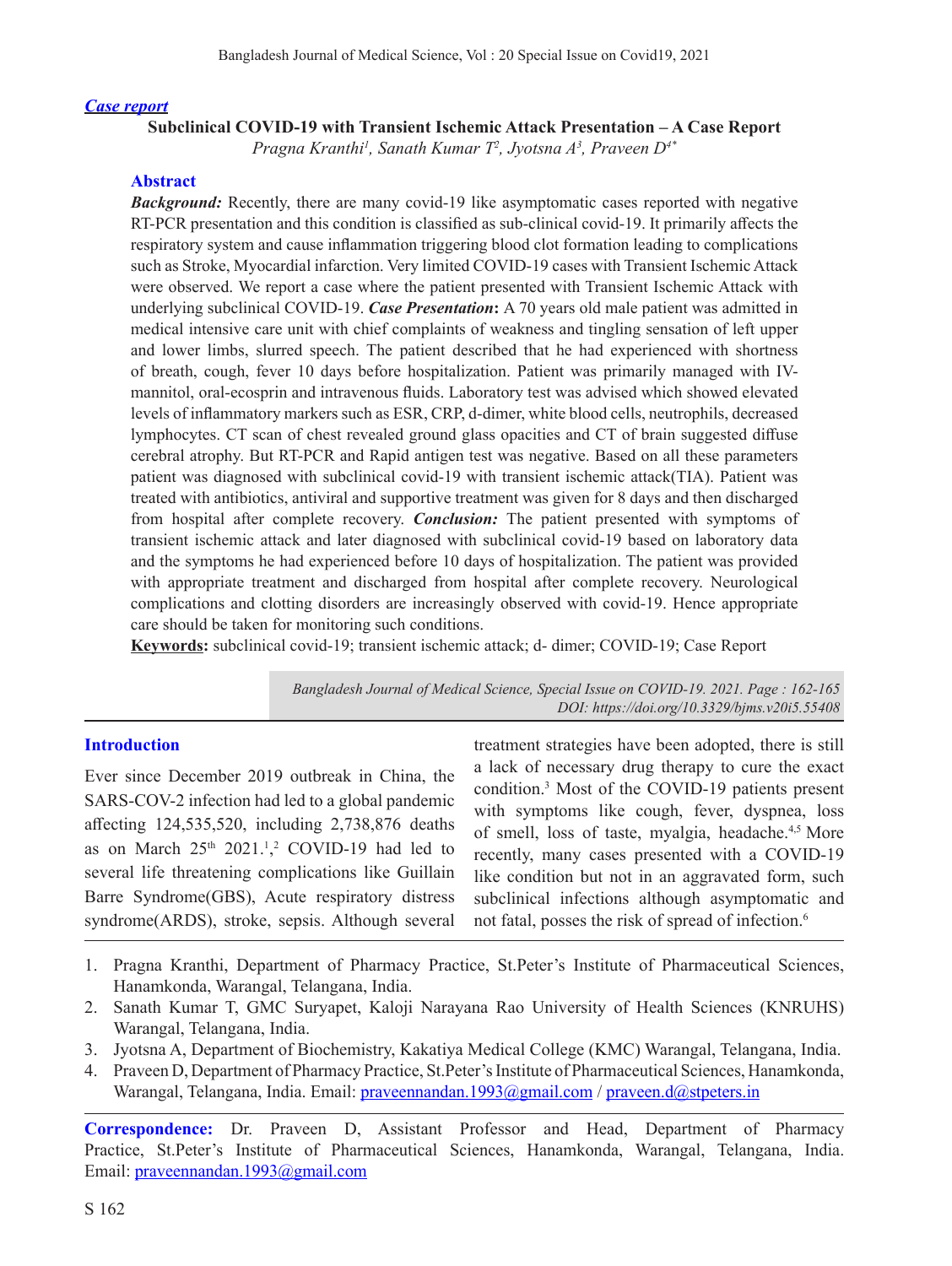*Case report*

# Subclinical COVID-19 with Transient Ischemic Attack Presentation – A Case Report

*Pragna Kranthi[1], Sanath Kumar T[2], Jyotsna A[3], Praveen D[4*]*

## Abstract

***Background:*** Recently, there are many covid-19 like asymptomatic cases reported with negative RT-PCR presentation and this condition is classified as sub-clinical covid-19. It primarily affects the respiratory system and cause inflammation triggering blood clot formation leading to complications such as Stroke, Myocardial infarction. Very limited COVID-19 cases with Transient Ischemic Attack were observed. We report a case where the patient presented with Transient Ischemic Attack with underlying subclinical COVID-19. ***Case Presentation*:** A 70 years old male patient was admitted in medical intensive care unit with chief complaints of weakness and tingling sensation of left upper and lower limbs, slurred speech. The patient described that he had experienced with shortness of breath, cough, fever 10 days before hospitalization. Patient was primarily managed with IV-mannitol, oral-ecosprin and intravenous fluids. Laboratory test was advised which showed elevated levels of inflammatory markers such as ESR, CRP, d-dimer, white blood cells, neutrophils, decreased lymphocytes. CT scan of chest revealed ground glass opacities and CT of brain suggested diffuse cerebral atrophy. But RT-PCR and Rapid antigen test was negative. Based on all these parameters patient was diagnosed with subclinical covid-19 with transient ischemic attack(TIA). Patient was treated with antibiotics, antiviral and supportive treatment was given for 8 days and then discharged from hospital after complete recovery. ***Conclusion:*** The patient presented with symptoms of transient ischemic attack and later diagnosed with subclinical covid-19 based on laboratory data and the symptoms he had experienced before 10 days of hospitalization. The patient was provided with appropriate treatment and discharged from hospital after complete recovery. Neurological complications and clotting disorders are increasingly observed with covid-19. Hence appropriate care should be taken for monitoring such conditions.

**Keywords:** subclinical covid-19; transient ischemic attack; d- dimer; COVID-19; Case Report

*Bangladesh Journal of Medical Science, Special Issue on COVID-19. 2021. Page : 162-165*
*DOI: https://doi.org/10.3329/bjms.v20i5.55408*

## Introduction

Ever since December 2019 outbreak in China, the SARS-COV-2 infection had led to a global pandemic affecting 124,535,520, including 2,738,876 deaths as on March 25th 2021.[1,2] COVID-19 had led to several life threatening complications like Guillain Barre Syndrome(GBS), Acute respiratory distress syndrome(ARDS), stroke, sepsis. Although several treatment strategies have been adopted, there is still a lack of necessary drug therapy to cure the exact condition.[3] Most of the COVID-19 patients present with symptoms like cough, fever, dyspnea, loss of smell, loss of taste, myalgia, headache.[4,5] More recently, many cases presented with a COVID-19 like condition but not in an aggravated form, such subclinical infections although asymptomatic and not fatal, posses the risk of spread of infection.[6]

1. Pragna Kranthi, Department of Pharmacy Practice, St.Peter's Institute of Pharmaceutical Sciences, Hanamkonda, Warangal, Telangana, India.
2. Sanath Kumar T, GMC Suryapet, Kaloji Narayana Rao University of Health Sciences (KNRUHS) Warangal, Telangana, India.
3. Jyotsna A, Department of Biochemistry, Kakatiya Medical College (KMC) Warangal, Telangana, India.
4. Praveen D, Department of Pharmacy Practice, St.Peter's Institute of Pharmaceutical Sciences, Hanamkonda, Warangal, Telangana, India. Email: praveennandan.1993@gmail.com / praveen.d@stpeters.in

**Correspondence:** Dr. Praveen D, Assistant Professor and Head, Department of Pharmacy Practice, St.Peter's Institute of Pharmaceutical Sciences, Hanamkonda, Warangal, Telangana, India. Email: praveennandan.1993@gmail.com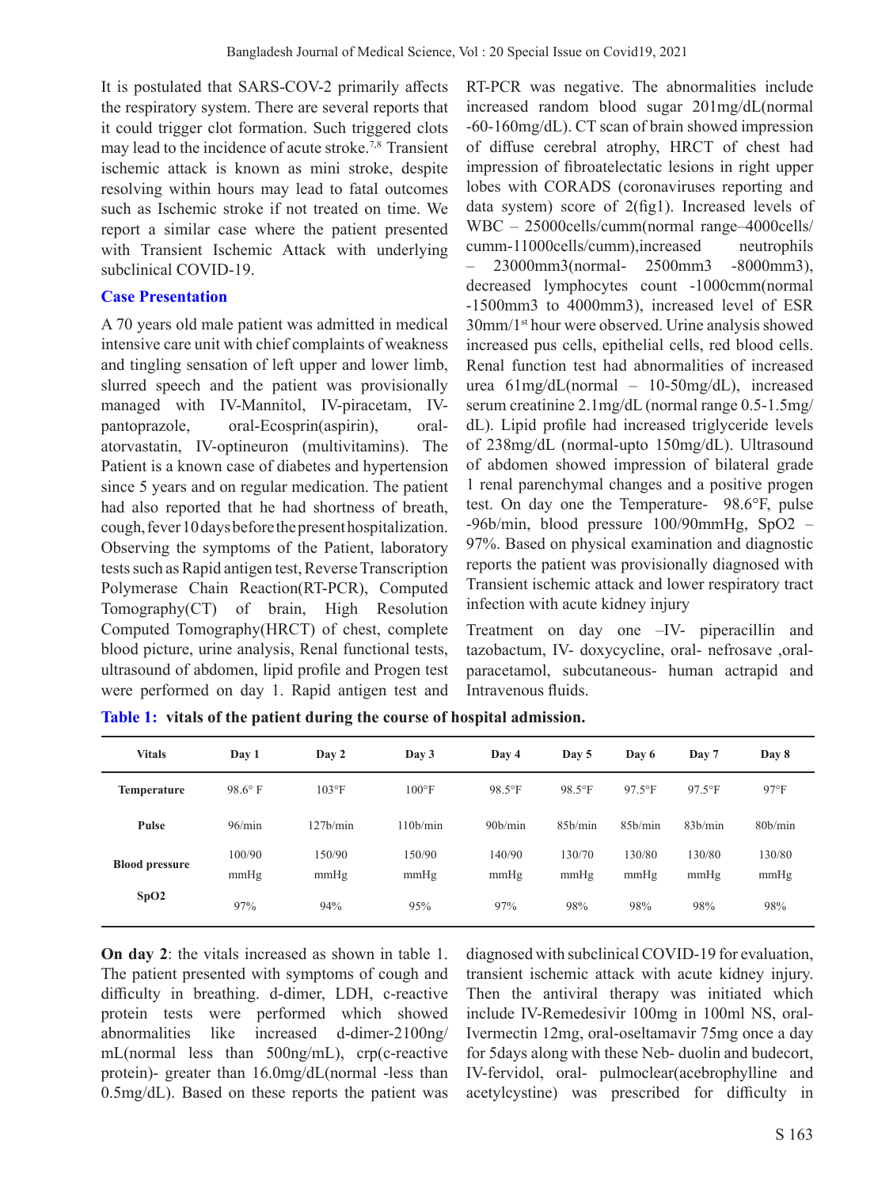It is postulated that SARS-COV-2 primarily affects the respiratory system. There are several reports that it could trigger clot formation. Such triggered clots may lead to the incidence of acute stroke.[7,8] Transient ischemic attack is known as mini stroke, despite resolving within hours may lead to fatal outcomes such as Ischemic stroke if not treated on time. We report a similar case where the patient presented with Transient Ischemic Attack with underlying subclinical COVID-19.

## Case Presentation

A 70 years old male patient was admitted in medical intensive care unit with chief complaints of weakness and tingling sensation of left upper and lower limb, slurred speech and the patient was provisionally managed with IV-Mannitol, IV-piracetam, IV-pantoprazole, oral-Ecosprin(aspirin), oral-atorvastatin, IV-optineuron (multivitamins). The Patient is a known case of diabetes and hypertension since 5 years and on regular medication. The patient had also reported that he had shortness of breath, cough, fever 10 days before the present hospitalization. Observing the symptoms of the Patient, laboratory tests such as Rapid antigen test, Reverse Transcription Polymerase Chain Reaction(RT-PCR), Computed Tomography(CT) of brain, High Resolution Computed Tomography(HRCT) of chest, complete blood picture, urine analysis, Renal functional tests, ultrasound of abdomen, lipid profile and Progen test were performed on day 1. Rapid antigen test and RT-PCR was negative. The abnormalities include increased random blood sugar 201mg/dL(normal -60-160mg/dL). CT scan of brain showed impression of diffuse cerebral atrophy, HRCT of chest had impression of fibroatelectatic lesions in right upper lobes with CORADS (coronaviruses reporting and data system) score of 2(fig1). Increased levels of WBC – 25000cells/cumm(normal range–4000cells/cumm-11000cells/cumm),increased neutrophils – 23000mm3(normal- 2500mm3 -8000mm3), decreased lymphocytes count -1000cmm(normal -1500mm3 to 4000mm3), increased level of ESR 30mm/1st hour were observed. Urine analysis showed increased pus cells, epithelial cells, red blood cells. Renal function test had abnormalities of increased urea 61mg/dL(normal – 10-50mg/dL), increased serum creatinine 2.1mg/dL (normal range 0.5-1.5mg/dL). Lipid profile had increased triglyceride levels of 238mg/dL (normal-upto 150mg/dL). Ultrasound of abdomen showed impression of bilateral grade 1 renal parenchymal changes and a positive progen test. On day one the Temperature- 98.6°F, pulse -96b/min, blood pressure 100/90mmHg, SpO2 – 97%. Based on physical examination and diagnostic reports the patient was provisionally diagnosed with Transient ischemic attack and lower respiratory tract infection with acute kidney injury

Treatment on day one –IV- piperacillin and tazobactum, IV- doxycycline, oral- nefrosave ,oral-paracetamol, subcutaneous- human actrapid and Intravenous fluids.

**Table 1: vitals of the patient during the course of hospital admission.**

| Vitals | Day 1 | Day 2 | Day 3 | Day 4 | Day 5 | Day 6 | Day 7 | Day 8 |
|---|---|---|---|---|---|---|---|---|
| Temperature | 98.6° F | 103°F | 100°F | 98.5°F | 98.5°F | 97.5°F | 97.5°F | 97°F |
| Pulse | 96/min | 127b/min | 110b/min | 90b/min | 85b/min | 85b/min | 83b/min | 80b/min |
| Blood pressure | 100/90 mmHg | 150/90 mmHg | 150/90 mmHg | 140/90 mmHg | 130/70 mmHg | 130/80 mmHg | 130/80 mmHg | 130/80 mmHg |
| SpO2 | 97% | 94% | 95% | 97% | 98% | 98% | 98% | 98% |

**On day 2**: the vitals increased as shown in table 1. The patient presented with symptoms of cough and difficulty in breathing. d-dimer, LDH, c-reactive protein tests were performed which showed abnormalities like increased d-dimer-2100ng/mL(normal less than 500ng/mL), crp(c-reactive protein)- greater than 16.0mg/dL(normal -less than 0.5mg/dL). Based on these reports the patient was diagnosed with subclinical COVID-19 for evaluation, transient ischemic attack with acute kidney injury. Then the antiviral therapy was initiated which include IV-Remedesivir 100mg in 100ml NS, oral-Ivermectin 12mg, oral-oseltamavir 75mg once a day for 5days along with these Neb- duolin and budecort, IV-fervidol, oral- pulmoclear(acebrophylline and acetylcystine) was prescribed for difficulty in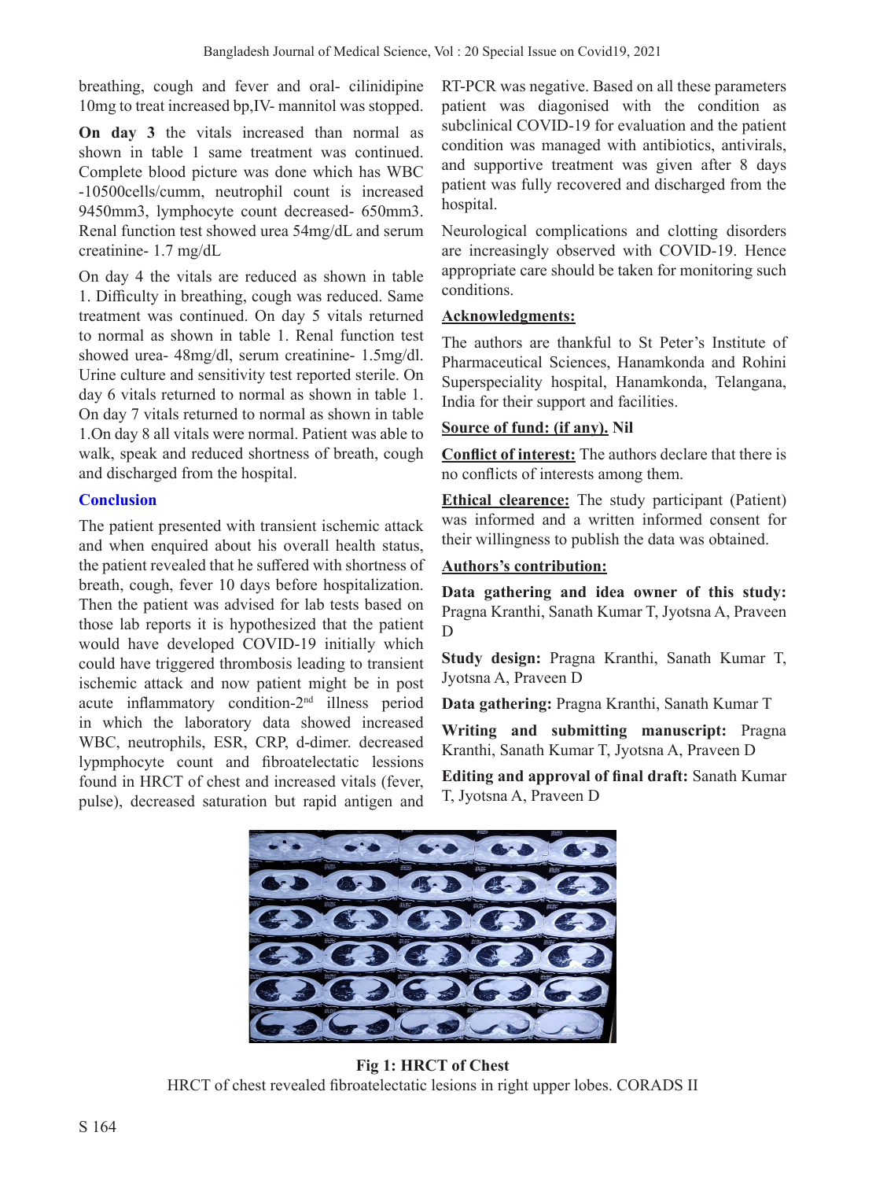breathing, cough and fever and oral- cilinidipine 10mg to treat increased bp,IV- mannitol was stopped.

**On day 3** the vitals increased than normal as shown in table 1 same treatment was continued. Complete blood picture was done which has WBC -10500cells/cumm, neutrophil count is increased 9450mm3, lymphocyte count decreased- 650mm3. Renal function test showed urea 54mg/dL and serum creatinine- 1.7 mg/dL

On day 4 the vitals are reduced as shown in table 1. Difficulty in breathing, cough was reduced. Same treatment was continued. On day 5 vitals returned to normal as shown in table 1. Renal function test showed urea- 48mg/dl, serum creatinine- 1.5mg/dl. Urine culture and sensitivity test reported sterile. On day 6 vitals returned to normal as shown in table 1. On day 7 vitals returned to normal as shown in table 1.On day 8 all vitals were normal. Patient was able to walk, speak and reduced shortness of breath, cough and discharged from the hospital.

## Conclusion

The patient presented with transient ischemic attack and when enquired about his overall health status, the patient revealed that he suffered with shortness of breath, cough, fever 10 days before hospitalization. Then the patient was advised for lab tests based on those lab reports it is hypothesized that the patient would have developed COVID-19 initially which could have triggered thrombosis leading to transient ischemic attack and now patient might be in post acute inflammatory condition-2nd illness period in which the laboratory data showed increased WBC, neutrophils, ESR, CRP, d-dimer. decreased lypmphocyte count and fibroatelectatic lessions found in HRCT of chest and increased vitals (fever, pulse), decreased saturation but rapid antigen and RT-PCR was negative. Based on all these parameters patient was diagonised with the condition as subclinical COVID-19 for evaluation and the patient condition was managed with antibiotics, antivirals, and supportive treatment was given after 8 days patient was fully recovered and discharged from the hospital.

Neurological complications and clotting disorders are increasingly observed with COVID-19. Hence appropriate care should be taken for monitoring such conditions.

**Acknowledgments:**

The authors are thankful to St Peter's Institute of Pharmaceutical Sciences, Hanamkonda and Rohini Superspeciality hospital, Hanamkonda, Telangana, India for their support and facilities.

**Source of fund: (if any).** **Nil**

**Conflict of interest:** The authors declare that there is no conflicts of interests among them.

**Ethical clearence:** The study participant (Patient) was informed and a written informed consent for their willingness to publish the data was obtained.

**Authors's contribution:**

**Data gathering and idea owner of this study:** Pragna Kranthi, Sanath Kumar T, Jyotsna A, Praveen D

**Study design:** Pragna Kranthi, Sanath Kumar T, Jyotsna A, Praveen D

**Data gathering:** Pragna Kranthi, Sanath Kumar T

**Writing and submitting manuscript:** Pragna Kranthi, Sanath Kumar T, Jyotsna A, Praveen D

**Editing and approval of final draft:** Sanath Kumar T, Jyotsna A, Praveen D

**Fig 1: HRCT of Chest**

HRCT of chest revealed fibroatelectatic lesions in right upper lobes. CORADS II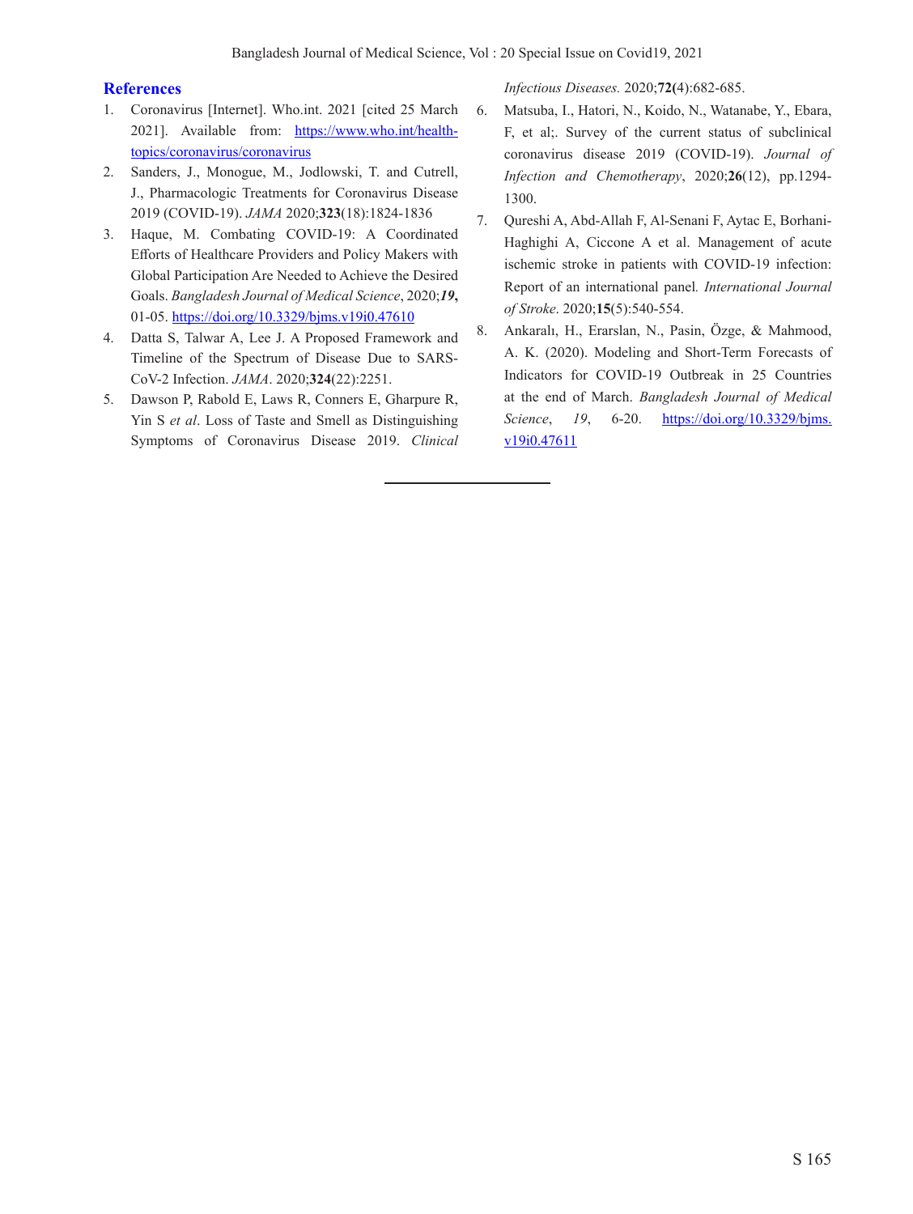## References

1. Coronavirus [Internet]. Who.int. 2021 [cited 25 March 2021]. Available from: https://www.who.int/health-topics/coronavirus/coronavirus
2. Sanders, J., Monogue, M., Jodlowski, T. and Cutrell, J., Pharmacologic Treatments for Coronavirus Disease 2019 (COVID-19). *JAMA* 2020;**323**(18):1824-1836
3. Haque, M. Combating COVID-19: A Coordinated Efforts of Healthcare Providers and Policy Makers with Global Participation Are Needed to Achieve the Desired Goals. *Bangladesh Journal of Medical Science*, 2020;***19*****,** 01-05. https://doi.org/10.3329/bjms.v19i0.47610
4. Datta S, Talwar A, Lee J. A Proposed Framework and Timeline of the Spectrum of Disease Due to SARS-CoV-2 Infection. *JAMA*. 2020;**324**(22):2251.
5. Dawson P, Rabold E, Laws R, Conners E, Gharpure R, Yin S *et al*. Loss of Taste and Smell as Distinguishing Symptoms of Coronavirus Disease 2019. *Clinical Infectious Diseases.* 2020;**72(**4):682-685.
6. Matsuba, I., Hatori, N., Koido, N., Watanabe, Y., Ebara, F, et al;. Survey of the current status of subclinical coronavirus disease 2019 (COVID-19). *Journal of Infection and Chemotherapy*, 2020;**26**(12), pp.1294-1300.
7. Qureshi A, Abd-Allah F, Al-Senani F, Aytac E, Borhani-Haghighi A, Ciccone A et al. Management of acute ischemic stroke in patients with COVID-19 infection: Report of an international panel*. International Journal of Stroke*. 2020;**15**(5):540-554.
8. Ankaralı, H., Erarslan, N., Pasin, Özge, & Mahmood, A. K. (2020). Modeling and Short-Term Forecasts of Indicators for COVID-19 Outbreak in 25 Countries at the end of March. *Bangladesh Journal of Medical Science*, *19*, 6-20. https://doi.org/10.3329/bjms.v19i0.47611